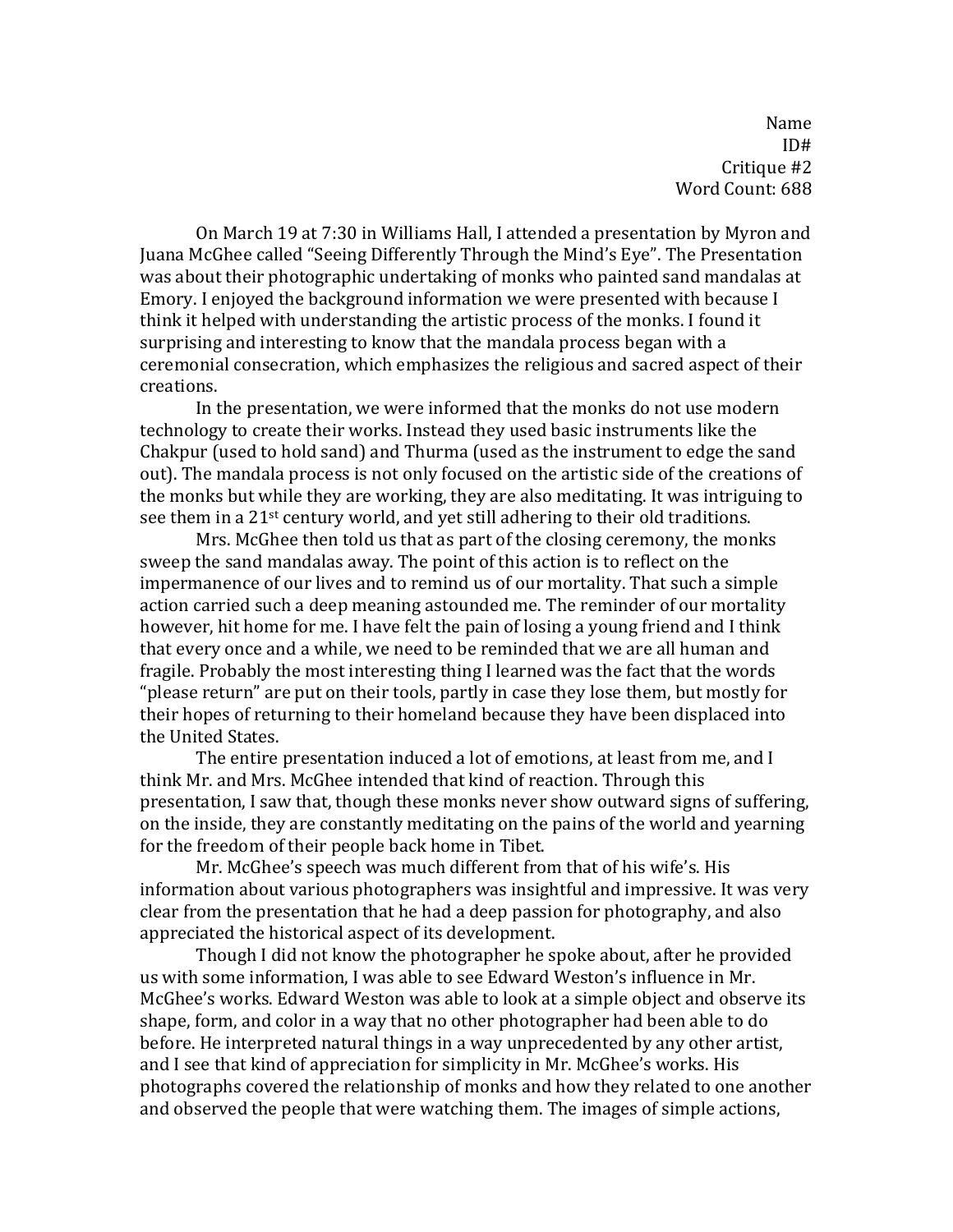Name
ID#
Critique #2
Word Count: 688

On March 19 at 7:30 in Williams Hall, I attended a presentation by Myron and Juana McGhee called "Seeing Differently Through the Mind's Eye". The Presentation was about their photographic undertaking of monks who painted sand mandalas at Emory. I enjoyed the background information we were presented with because I think it helped with understanding the artistic process of the monks. I found it surprising and interesting to know that the mandala process began with a ceremonial consecration, which emphasizes the religious and sacred aspect of their creations.

In the presentation, we were informed that the monks do not use modern technology to create their works. Instead they used basic instruments like the Chakpur (used to hold sand) and Thurma (used as the instrument to edge the sand out). The mandala process is not only focused on the artistic side of the creations of the monks but while they are working, they are also meditating. It was intriguing to see them in a 21st century world, and yet still adhering to their old traditions.

Mrs. McGhee then told us that as part of the closing ceremony, the monks sweep the sand mandalas away. The point of this action is to reflect on the impermanence of our lives and to remind us of our mortality. That such a simple action carried such a deep meaning astounded me. The reminder of our mortality however, hit home for me. I have felt the pain of losing a young friend and I think that every once and a while, we need to be reminded that we are all human and fragile. Probably the most interesting thing I learned was the fact that the words "please return" are put on their tools, partly in case they lose them, but mostly for their hopes of returning to their homeland because they have been displaced into the United States.

The entire presentation induced a lot of emotions, at least from me, and I think Mr. and Mrs. McGhee intended that kind of reaction. Through this presentation, I saw that, though these monks never show outward signs of suffering, on the inside, they are constantly meditating on the pains of the world and yearning for the freedom of their people back home in Tibet.

Mr. McGhee's speech was much different from that of his wife's. His information about various photographers was insightful and impressive. It was very clear from the presentation that he had a deep passion for photography, and also appreciated the historical aspect of its development.

Though I did not know the photographer he spoke about, after he provided us with some information, I was able to see Edward Weston's influence in Mr. McGhee's works. Edward Weston was able to look at a simple object and observe its shape, form, and color in a way that no other photographer had been able to do before. He interpreted natural things in a way unprecedented by any other artist, and I see that kind of appreciation for simplicity in Mr. McGhee's works. His photographs covered the relationship of monks and how they related to one another and observed the people that were watching them. The images of simple actions,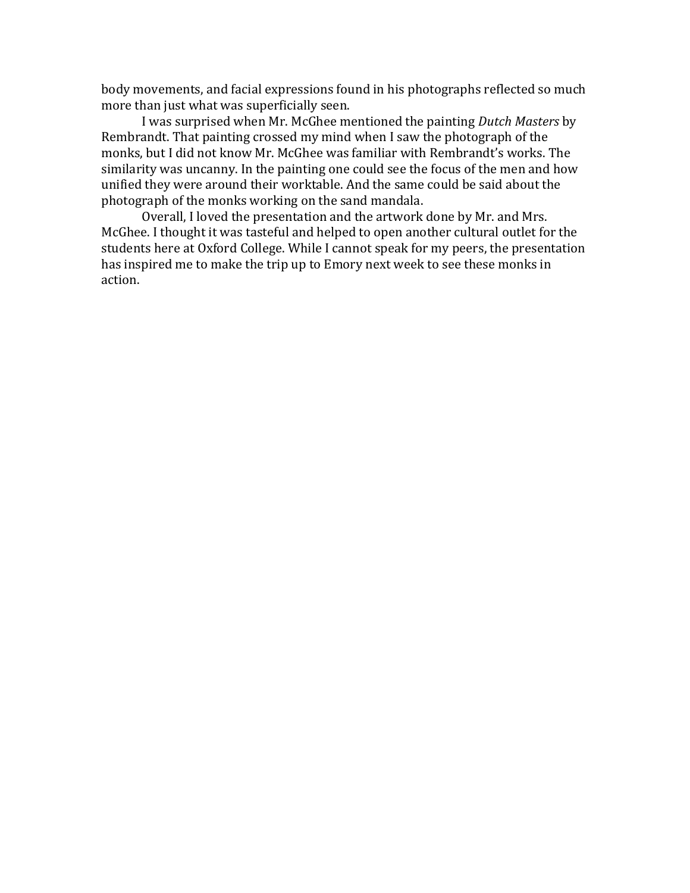body movements, and facial expressions found in his photographs reflected so much more than just what was superficially seen.

I was surprised when Mr. McGhee mentioned the painting *Dutch Masters* by Rembrandt. That painting crossed my mind when I saw the photograph of the monks, but I did not know Mr. McGhee was familiar with Rembrandt's works. The similarity was uncanny. In the painting one could see the focus of the men and how unified they were around their worktable. And the same could be said about the photograph of the monks working on the sand mandala.

Overall, I loved the presentation and the artwork done by Mr. and Mrs. McGhee. I thought it was tasteful and helped to open another cultural outlet for the students here at Oxford College. While I cannot speak for my peers, the presentation has inspired me to make the trip up to Emory next week to see these monks in action.